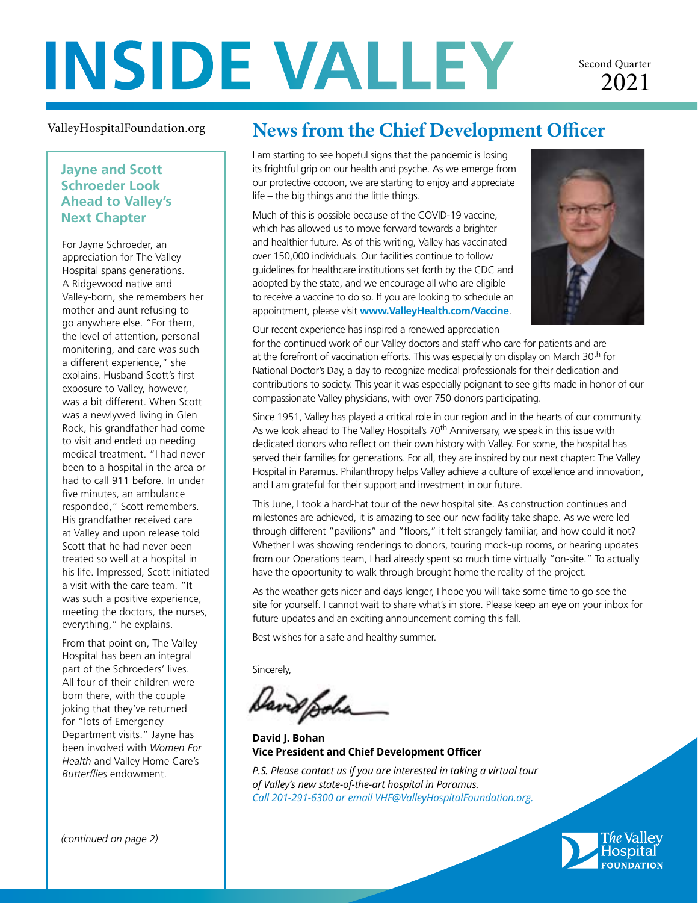# INSIDE VALLEY

Second Quarter 2021

ValleyHospitalFoundation.org

## News from the Chief Development Officer

I am starting to see hopeful signs that the pandemic is losing its frightful grip on our health and psyche. As we emerge from our protective cocoon, we are starting to enjoy and appreciate life – the big things and the little things.

Much of this is possible because of the COVID-19 vaccine, which has allowed us to move forward towards a brighter and healthier future. As of this writing, Valley has vaccinated over 150,000 individuals. Our facilities continue to follow guidelines for healthcare institutions set forth by the CDC and adopted by the state, and we encourage all who are eligible to receive a vaccine to do so. If you are looking to schedule an appointment, please visit **www.ValleyHealth.com/Vaccine**.

Our recent experience has inspired a renewed appreciation for the continued work of our Valley doctors and staff who care for patients and are at the forefront of vaccination efforts. This was especially on display on March 30th for National Doctor's Day, a day to recognize medical professionals for their dedication and contributions to society. This year it was especially poignant to see gifts made in honor of our compassionate Valley physicians, with over 750 donors participating.

Since 1951, Valley has played a critical role in our region and in the hearts of our community. As we look ahead to The Valley Hospital's 70th Anniversary, we speak in this issue with dedicated donors who reflect on their own history with Valley. For some, the hospital has served their families for generations. For all, they are inspired by our next chapter: The Valley Hospital in Paramus. Philanthropy helps Valley achieve a culture of excellence and innovation, and I am grateful for their support and investment in our future.

This June, I took a hard-hat tour of the new hospital site. As construction continues and milestones are achieved, it is amazing to see our new facility take shape. As we were led through different "pavilions" and "floors," it felt strangely familiar, and how could it not? Whether I was showing renderings to donors, touring mock-up rooms, or hearing updates from our Operations team, I had already spent so much time virtually "on-site." To actually have the opportunity to walk through brought home the reality of the project.

As the weather gets nicer and days longer, I hope you will take some time to go see the site for yourself. I cannot wait to share what's in store. Please keep an eye on your inbox for future updates and an exciting announcement coming this fall.

Best wishes for a safe and healthy summer.

Sincerely,

**David J. Bohan**
**Vice President and Chief Development Officer**

*P.S. Please contact us if you are interested in taking a virtual tour of Valley's new state-of-the-art hospital in Paramus.*
*Call 201-291-6300 or email VHF@ValleyHospitalFoundation.org.*

### Jayne and Scott Schroeder Look Ahead to Valley's Next Chapter

For Jayne Schroeder, an appreciation for The Valley Hospital spans generations. A Ridgewood native and Valley-born, she remembers her mother and aunt refusing to go anywhere else. "For them, the level of attention, personal monitoring, and care was such a different experience," she explains. Husband Scott's first exposure to Valley, however, was a bit different. When Scott was a newlywed living in Glen Rock, his grandfather had come to visit and ended up needing medical treatment. "I had never been to a hospital in the area or had to call 911 before. In under five minutes, an ambulance responded," Scott remembers. His grandfather received care at Valley and upon release told Scott that he had never been treated so well at a hospital in his life. Impressed, Scott initiated a visit with the care team. "It was such a positive experience, meeting the doctors, the nurses, everything," he explains.

From that point on, The Valley Hospital has been an integral part of the Schroeders' lives. All four of their children were born there, with the couple joking that they've returned for "lots of Emergency Department visits." Jayne has been involved with *Women For Health* and Valley Home Care's *Butterflies* endowment.

*(continued on page 2)*

The Valley Hospital Foundation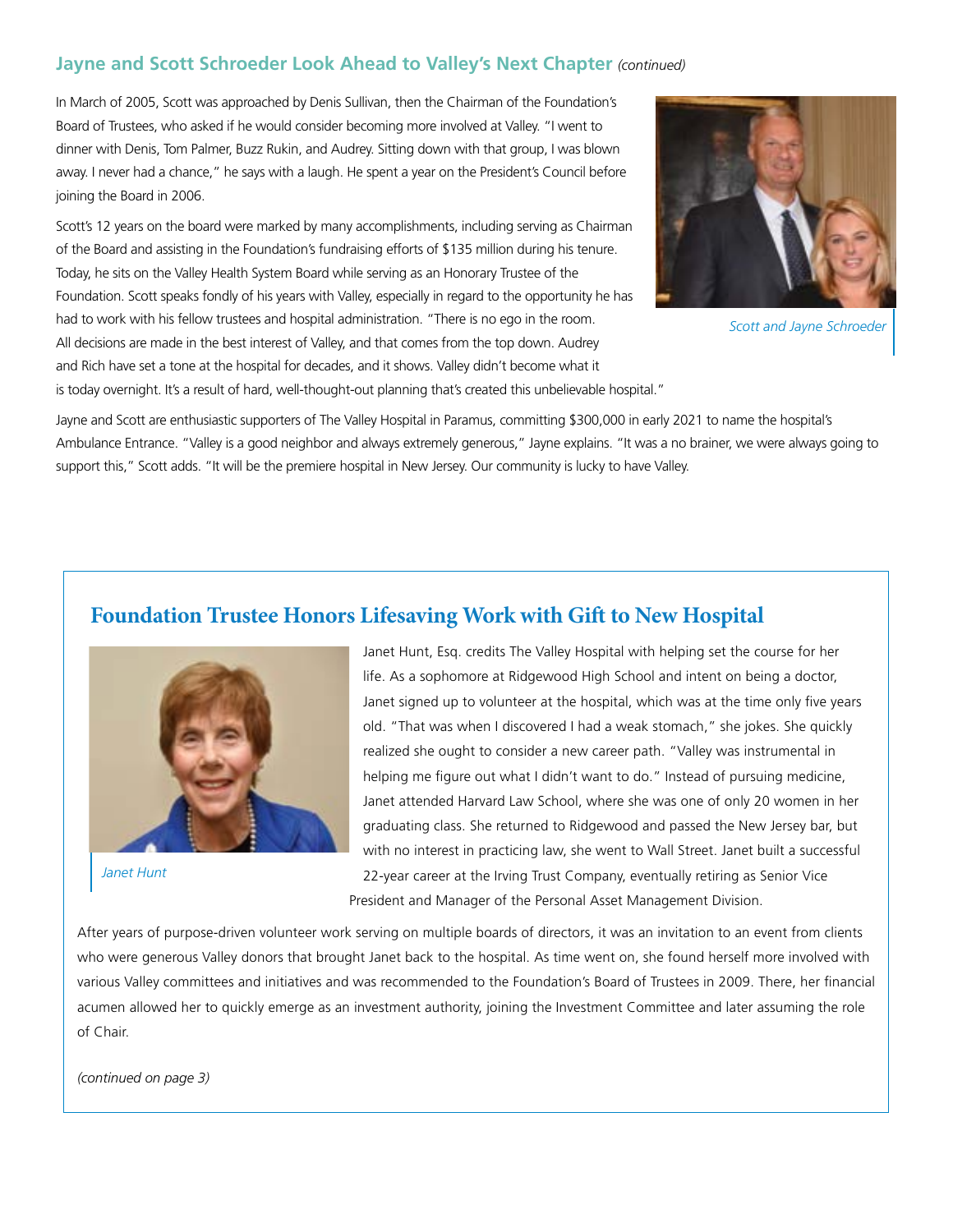## Jayne and Scott Schroeder Look Ahead to Valley's Next Chapter *(continued)*

In March of 2005, Scott was approached by Denis Sullivan, then the Chairman of the Foundation's Board of Trustees, who asked if he would consider becoming more involved at Valley. "I went to dinner with Denis, Tom Palmer, Buzz Rukin, and Audrey. Sitting down with that group, I was blown away. I never had a chance," he says with a laugh. He spent a year on the President's Council before joining the Board in 2006.

Scott's 12 years on the board were marked by many accomplishments, including serving as Chairman of the Board and assisting in the Foundation's fundraising efforts of $135 million during his tenure. Today, he sits on the Valley Health System Board while serving as an Honorary Trustee of the Foundation. Scott speaks fondly of his years with Valley, especially in regard to the opportunity he has had to work with his fellow trustees and hospital administration. "There is no ego in the room. All decisions are made in the best interest of Valley, and that comes from the top down. Audrey and Rich have set a tone at the hospital for decades, and it shows. Valley didn't become what it is today overnight. It's a result of hard, well-thought-out planning that's created this unbelievable hospital."

*Scott and Jayne Schroeder*

Jayne and Scott are enthusiastic supporters of The Valley Hospital in Paramus, committing $300,000 in early 2021 to name the hospital's Ambulance Entrance. "Valley is a good neighbor and always extremely generous," Jayne explains. "It was a no brainer, we were always going to support this," Scott adds. "It will be the premiere hospital in New Jersey. Our community is lucky to have Valley.

## Foundation Trustee Honors Lifesaving Work with Gift to New Hospital

*Janet Hunt*

Janet Hunt, Esq. credits The Valley Hospital with helping set the course for her life. As a sophomore at Ridgewood High School and intent on being a doctor, Janet signed up to volunteer at the hospital, which was at the time only five years old. "That was when I discovered I had a weak stomach," she jokes. She quickly realized she ought to consider a new career path. "Valley was instrumental in helping me figure out what I didn't want to do." Instead of pursuing medicine, Janet attended Harvard Law School, where she was one of only 20 women in her graduating class. She returned to Ridgewood and passed the New Jersey bar, but with no interest in practicing law, she went to Wall Street. Janet built a successful 22-year career at the Irving Trust Company, eventually retiring as Senior Vice President and Manager of the Personal Asset Management Division.

After years of purpose-driven volunteer work serving on multiple boards of directors, it was an invitation to an event from clients who were generous Valley donors that brought Janet back to the hospital. As time went on, she found herself more involved with various Valley committees and initiatives and was recommended to the Foundation's Board of Trustees in 2009. There, her financial acumen allowed her to quickly emerge as an investment authority, joining the Investment Committee and later assuming the role of Chair.

*(continued on page 3)*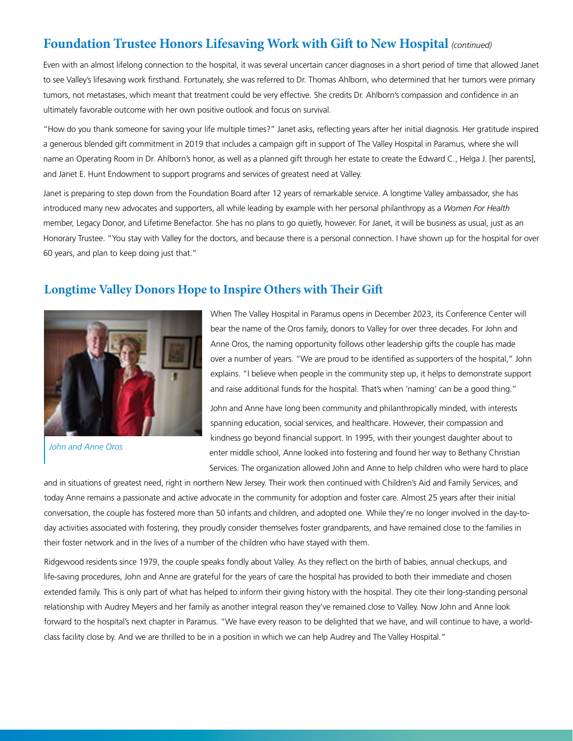## Foundation Trustee Honors Lifesaving Work with Gift to New Hospital *(continued)*

Even with an almost lifelong connection to the hospital, it was several uncertain cancer diagnoses in a short period of time that allowed Janet to see Valley's lifesaving work firsthand. Fortunately, she was referred to Dr. Thomas Ahlborn, who determined that her tumors were primary tumors, not metastases, which meant that treatment could be very effective. She credits Dr. Ahlborn's compassion and confidence in an ultimately favorable outcome with her own positive outlook and focus on survival.

"How do you thank someone for saving your life multiple times?" Janet asks, reflecting years after her initial diagnosis. Her gratitude inspired a generous blended gift commitment in 2019 that includes a campaign gift in support of The Valley Hospital in Paramus, where she will name an Operating Room in Dr. Ahlborn's honor, as well as a planned gift through her estate to create the Edward C., Helga J. [her parents], and Janet E. Hunt Endowment to support programs and services of greatest need at Valley.

Janet is preparing to step down from the Foundation Board after 12 years of remarkable service. A longtime Valley ambassador, she has introduced many new advocates and supporters, all while leading by example with her personal philanthropy as a *Women For Health* member, Legacy Donor, and Lifetime Benefactor. She has no plans to go quietly, however. For Janet, it will be business as usual, just as an Honorary Trustee. "You stay with Valley for the doctors, and because there is a personal connection. I have shown up for the hospital for over 60 years, and plan to keep doing just that."

## Longtime Valley Donors Hope to Inspire Others with Their Gift

*John and Anne Oros*

When The Valley Hospital in Paramus opens in December 2023, its Conference Center will bear the name of the Oros family, donors to Valley for over three decades. For John and Anne Oros, the naming opportunity follows other leadership gifts the couple has made over a number of years. "We are proud to be identified as supporters of the hospital," John explains. "I believe when people in the community step up, it helps to demonstrate support and raise additional funds for the hospital. That's when 'naming' can be a good thing."

John and Anne have long been community and philanthropically minded, with interests spanning education, social services, and healthcare. However, their compassion and kindness go beyond financial support. In 1995, with their youngest daughter about to enter middle school, Anne looked into fostering and found her way to Bethany Christian Services. The organization allowed John and Anne to help children who were hard to place and in situations of greatest need, right in northern New Jersey. Their work then continued with Children's Aid and Family Services, and today Anne remains a passionate and active advocate in the community for adoption and foster care. Almost 25 years after their initial conversation, the couple has fostered more than 50 infants and children, and adopted one. While they're no longer involved in the day-to-day activities associated with fostering, they proudly consider themselves foster grandparents, and have remained close to the families in their foster network and in the lives of a number of the children who have stayed with them.

Ridgewood residents since 1979, the couple speaks fondly about Valley. As they reflect on the birth of babies, annual checkups, and life-saving procedures, John and Anne are grateful for the years of care the hospital has provided to both their immediate and chosen extended family. This is only part of what has helped to inform their giving history with the hospital. They cite their long-standing personal relationship with Audrey Meyers and her family as another integral reason they've remained close to Valley. Now John and Anne look forward to the hospital's next chapter in Paramus. "We have every reason to be delighted that we have, and will continue to have, a world-class facility close by. And we are thrilled to be in a position in which we can help Audrey and The Valley Hospital."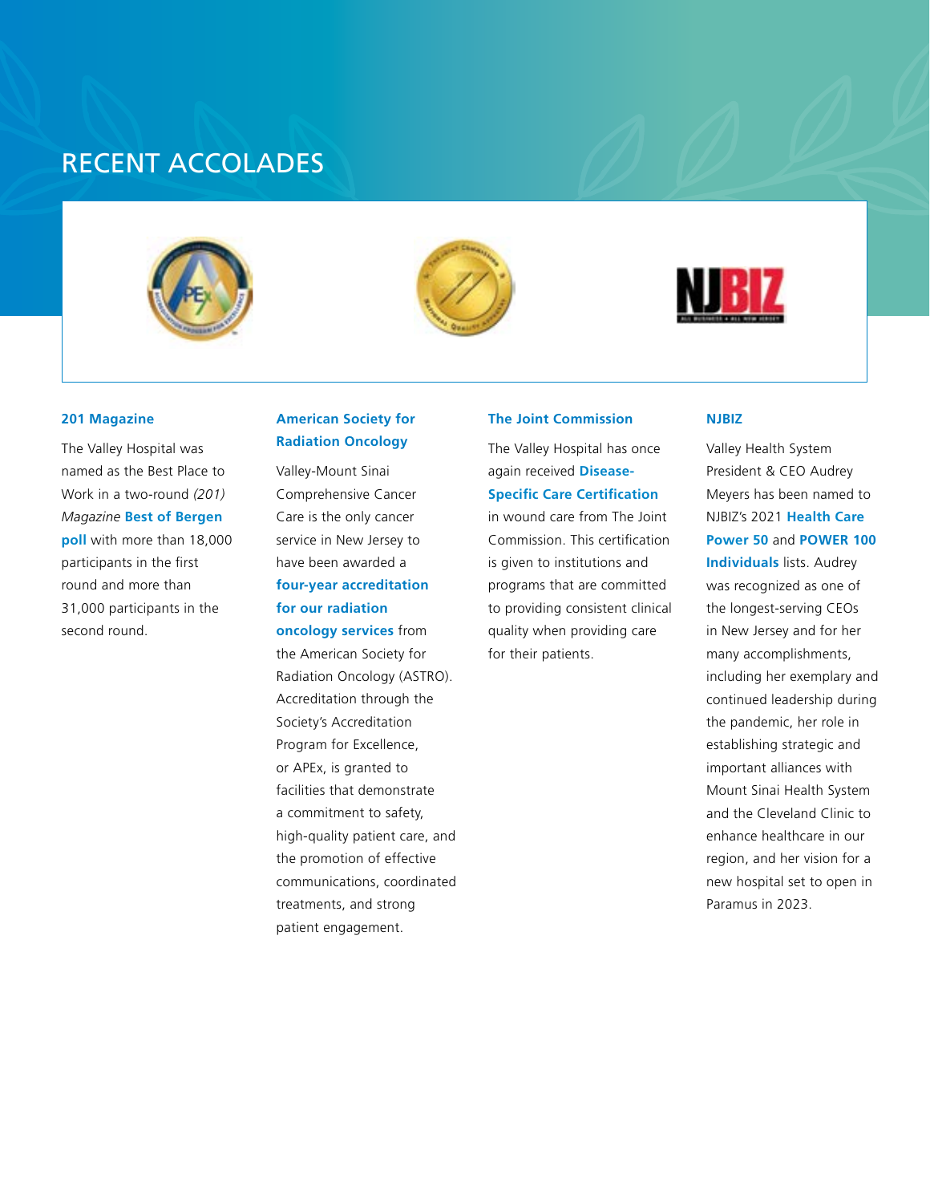# RECENT ACCOLADES

### 201 Magazine

The Valley Hospital was named as the Best Place to Work in a two-round *(201) Magazine* **Best of Bergen poll** with more than 18,000 participants in the first round and more than 31,000 participants in the second round.

### American Society for Radiation Oncology

Valley-Mount Sinai Comprehensive Cancer Care is the only cancer service in New Jersey to have been awarded a **four-year accreditation for our radiation oncology services** from the American Society for Radiation Oncology (ASTRO). Accreditation through the Society's Accreditation Program for Excellence, or APEx, is granted to facilities that demonstrate a commitment to safety, high-quality patient care, and the promotion of effective communications, coordinated treatments, and strong patient engagement.

### The Joint Commission

The Valley Hospital has once again received **Disease-Specific Care Certification** in wound care from The Joint Commission. This certification is given to institutions and programs that are committed to providing consistent clinical quality when providing care for their patients.

### NJBIZ

Valley Health System President & CEO Audrey Meyers has been named to NJBIZ's 2021 **Health Care Power 50** and **POWER 100 Individuals** lists. Audrey was recognized as one of the longest-serving CEOs in New Jersey and for her many accomplishments, including her exemplary and continued leadership during the pandemic, her role in establishing strategic and important alliances with Mount Sinai Health System and the Cleveland Clinic to enhance healthcare in our region, and her vision for a new hospital set to open in Paramus in 2023.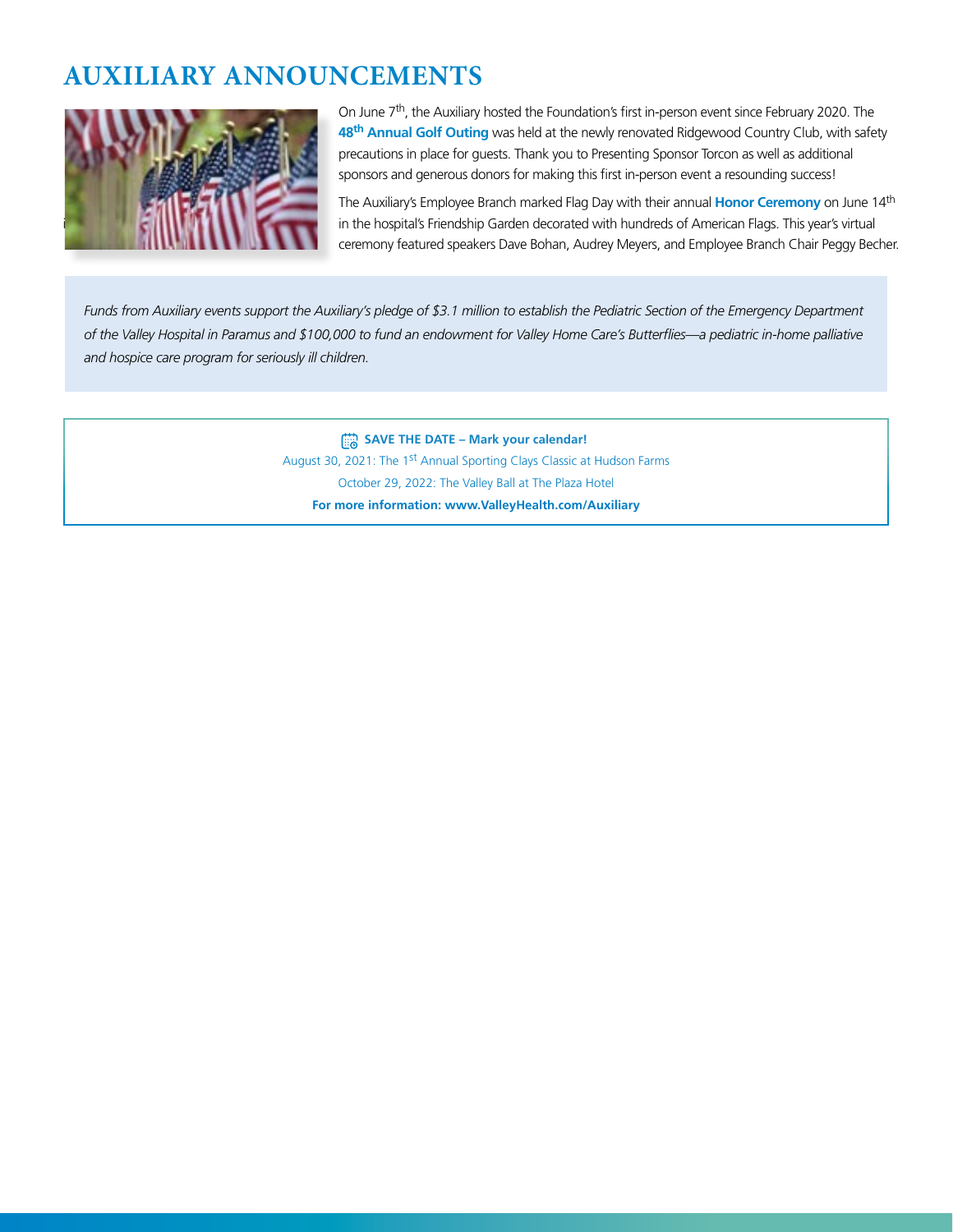# AUXILIARY ANNOUNCEMENTS

On June 7th, the Auxiliary hosted the Foundation's first in-person event since February 2020. The **48th Annual Golf Outing** was held at the newly renovated Ridgewood Country Club, with safety precautions in place for guests. Thank you to Presenting Sponsor Torcon as well as additional sponsors and generous donors for making this first in-person event a resounding success!

The Auxiliary's Employee Branch marked Flag Day with their annual **Honor Ceremony** on June 14th in the hospital's Friendship Garden decorated with hundreds of American Flags. This year's virtual ceremony featured speakers Dave Bohan, Audrey Meyers, and Employee Branch Chair Peggy Becher.

*Funds from Auxiliary events support the Auxiliary's pledge of $3.1 million to establish the Pediatric Section of the Emergency Department of the Valley Hospital in Paramus and $100,000 to fund an endowment for Valley Home Care's Butterflies—a pediatric in-home palliative and hospice care program for seriously ill children.*

**SAVE THE DATE – Mark your calendar!**

August 30, 2021: The 1st Annual Sporting Clays Classic at Hudson Farms

October 29, 2022: The Valley Ball at The Plaza Hotel

**For more information: www.ValleyHealth.com/Auxiliary**